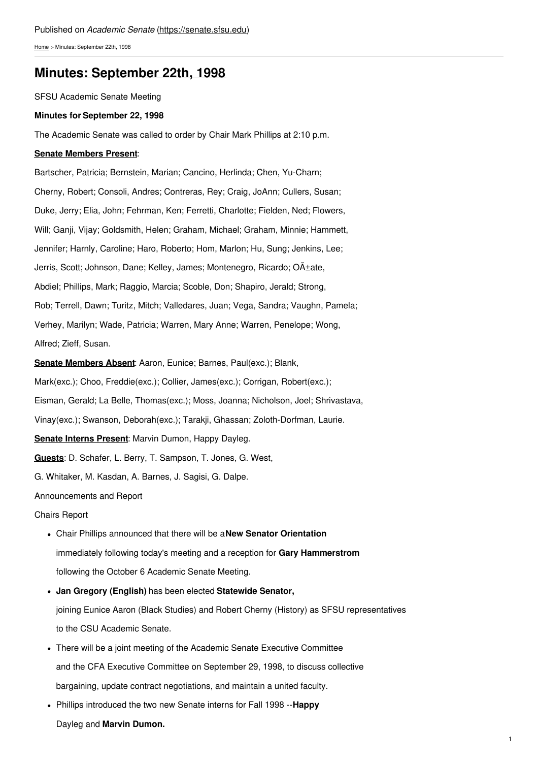Published on *Academic Senate* (https://senate.sfsu.edu)

Home > Minutes: September 22th, 1998

# Minutes: September 22th, 1998

SFSU Academic Senate Meeting

**Minutes for September 22, 1998**

The Academic Senate was called to order by Chair Mark Phillips at 2:10 p.m.

**Senate Members Present**:

Bartscher, Patricia; Bernstein, Marian; Cancino, Herlinda; Chen, Yu-Charn; Cherny, Robert; Consoli, Andres; Contreras, Rey; Craig, JoAnn; Cullers, Susan; Duke, Jerry; Elia, John; Fehrman, Ken; Ferretti, Charlotte; Fielden, Ned; Flowers, Will; Ganji, Vijay; Goldsmith, Helen; Graham, Michael; Graham, Minnie; Hammett, Jennifer; Harnly, Caroline; Haro, Roberto; Hom, Marlon; Hu, Sung; Jenkins, Lee; Jerris, Scott; Johnson, Dane; Kelley, James; Montenegro, Ricardo; OÃ±ate, Abdiel; Phillips, Mark; Raggio, Marcia; Scoble, Don; Shapiro, Jerald; Strong, Rob; Terrell, Dawn; Turitz, Mitch; Valledares, Juan; Vega, Sandra; Vaughn, Pamela; Verhey, Marilyn; Wade, Patricia; Warren, Mary Anne; Warren, Penelope; Wong, Alfred; Zieff, Susan.

**Senate Members Absent**: Aaron, Eunice; Barnes, Paul(exc.); Blank, Mark(exc.); Choo, Freddie(exc.); Collier, James(exc.); Corrigan, Robert(exc.); Eisman, Gerald; La Belle, Thomas(exc.); Moss, Joanna; Nicholson, Joel; Shrivastava, Vinay(exc.); Swanson, Deborah(exc.); Tarakji, Ghassan; Zoloth-Dorfman, Laurie.

**Senate Interns Present**: Marvin Dumon, Happy Dayleg.

**Guests**: D. Schafer, L. Berry, T. Sampson, T. Jones, G. West, G. Whitaker, M. Kasdan, A. Barnes, J. Sagisi, G. Dalpe.

Announcements and Report

Chairs Report

- Chair Phillips announced that there will be a **New Senator Orientation** immediately following today's meeting and a reception for **Gary Hammerstrom** following the October 6 Academic Senate Meeting.
- **Jan Gregory (English)** has been elected **Statewide Senator,** joining Eunice Aaron (Black Studies) and Robert Cherny (History) as SFSU representatives to the CSU Academic Senate.
- There will be a joint meeting of the Academic Senate Executive Committee and the CFA Executive Committee on September 29, 1998, to discuss collective bargaining, update contract negotiations, and maintain a united faculty.
- Phillips introduced the two new Senate interns for Fall 1998 --**Happy** Dayleg and **Marvin Dumon.**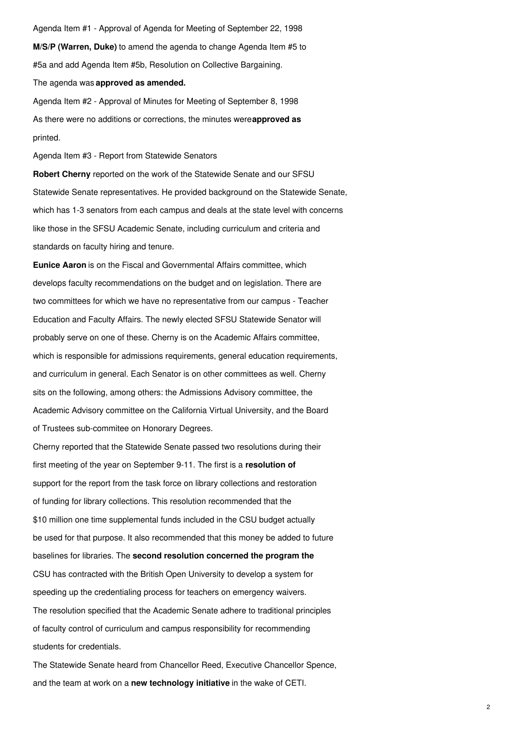Agenda Item #1 - Approval of Agenda for Meeting of September 22, 1998

**M/S/P (Warren, Duke)** to amend the agenda to change Agenda Item #5 to #5a and add Agenda Item #5b, Resolution on Collective Bargaining.

The agenda was **approved as amended.**

Agenda Item #2 - Approval of Minutes for Meeting of September 8, 1998

As there were no additions or corrections, the minutes were **approved as** printed.

Agenda Item #3 - Report from Statewide Senators

**Robert Cherny** reported on the work of the Statewide Senate and our SFSU Statewide Senate representatives. He provided background on the Statewide Senate, which has 1-3 senators from each campus and deals at the state level with concerns like those in the SFSU Academic Senate, including curriculum and criteria and standards on faculty hiring and tenure.

**Eunice Aaron** is on the Fiscal and Governmental Affairs committee, which develops faculty recommendations on the budget and on legislation. There are two committees for which we have no representative from our campus - Teacher Education and Faculty Affairs. The newly elected SFSU Statewide Senator will probably serve on one of these. Cherny is on the Academic Affairs committee, which is responsible for admissions requirements, general education requirements, and curriculum in general. Each Senator is on other committees as well. Cherny sits on the following, among others: the Admissions Advisory committee, the Academic Advisory committee on the California Virtual University, and the Board of Trustees sub-commitee on Honorary Degrees.

Cherny reported that the Statewide Senate passed two resolutions during their first meeting of the year on September 9-11. The first is a **resolution of** support for the report from the task force on library collections and restoration of funding for library collections. This resolution recommended that the $10 million one time supplemental funds included in the CSU budget actually be used for that purpose. It also recommended that this money be added to future baselines for libraries. The **second resolution concerned the program the** CSU has contracted with the British Open University to develop a system for speeding up the credentialing process for teachers on emergency waivers. The resolution specified that the Academic Senate adhere to traditional principles of faculty control of curriculum and campus responsibility for recommending students for credentials.

The Statewide Senate heard from Chancellor Reed, Executive Chancellor Spence, and the team at work on a **new technology initiative** in the wake of CETI.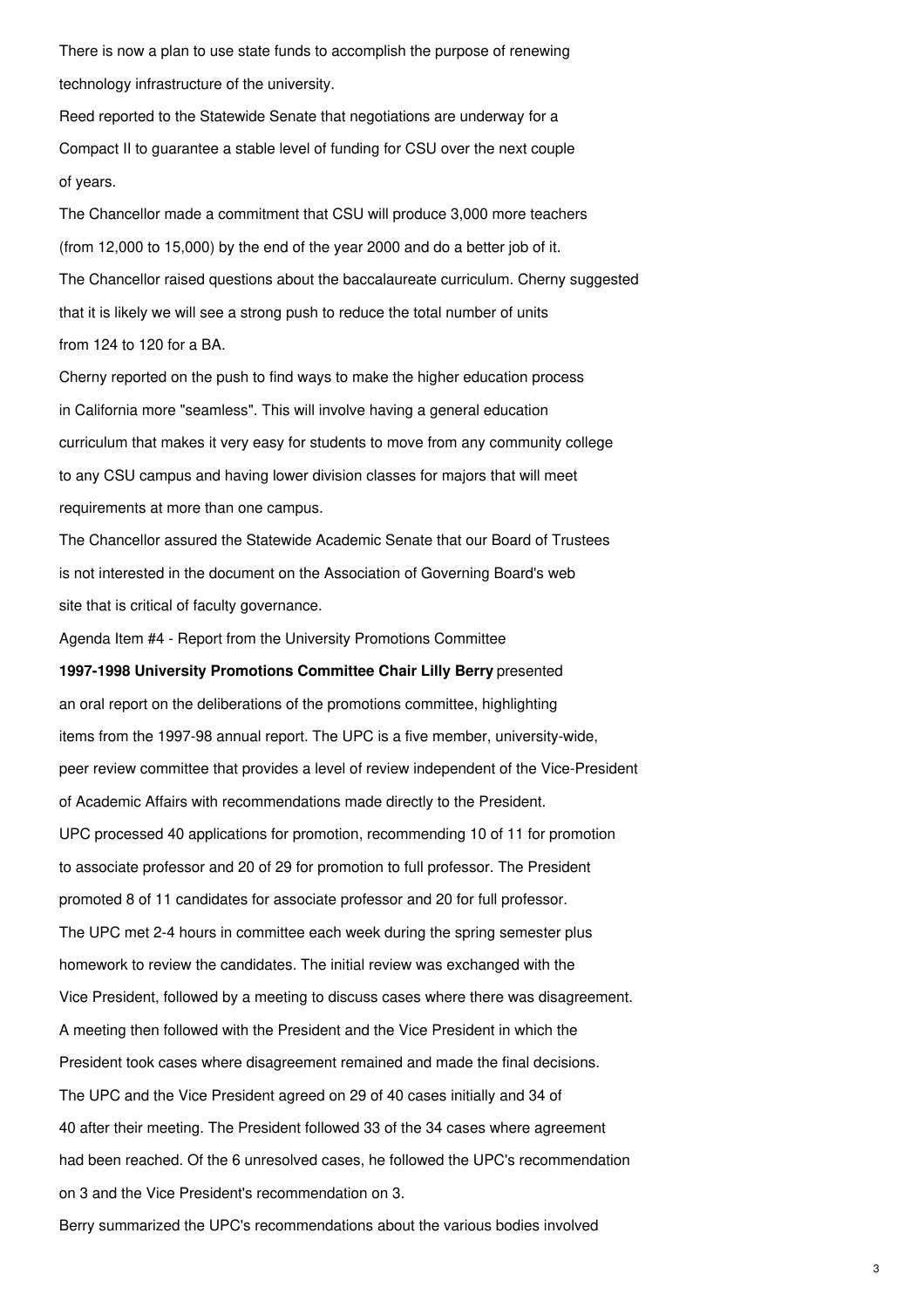There is now a plan to use state funds to accomplish the purpose of renewing technology infrastructure of the university.

Reed reported to the Statewide Senate that negotiations are underway for a Compact II to guarantee a stable level of funding for CSU over the next couple of years.

The Chancellor made a commitment that CSU will produce 3,000 more teachers (from 12,000 to 15,000) by the end of the year 2000 and do a better job of it.

The Chancellor raised questions about the baccalaureate curriculum. Cherny suggested that it is likely we will see a strong push to reduce the total number of units from 124 to 120 for a BA.

Cherny reported on the push to find ways to make the higher education process in California more "seamless". This will involve having a general education curriculum that makes it very easy for students to move from any community college to any CSU campus and having lower division classes for majors that will meet requirements at more than one campus.

The Chancellor assured the Statewide Academic Senate that our Board of Trustees is not interested in the document on the Association of Governing Board's web site that is critical of faculty governance.

Agenda Item #4 - Report from the University Promotions Committee

**1997-1998 University Promotions Committee Chair Lilly Berry** presented an oral report on the deliberations of the promotions committee, highlighting items from the 1997-98 annual report. The UPC is a five member, university-wide, peer review committee that provides a level of review independent of the Vice-President of Academic Affairs with recommendations made directly to the President.

UPC processed 40 applications for promotion, recommending 10 of 11 for promotion to associate professor and 20 of 29 for promotion to full professor. The President promoted 8 of 11 candidates for associate professor and 20 for full professor.

The UPC met 2-4 hours in committee each week during the spring semester plus homework to review the candidates. The initial review was exchanged with the Vice President, followed by a meeting to discuss cases where there was disagreement. A meeting then followed with the President and the Vice President in which the President took cases where disagreement remained and made the final decisions.

The UPC and the Vice President agreed on 29 of 40 cases initially and 34 of 40 after their meeting. The President followed 33 of the 34 cases where agreement had been reached. Of the 6 unresolved cases, he followed the UPC's recommendation on 3 and the Vice President's recommendation on 3.

Berry summarized the UPC's recommendations about the various bodies involved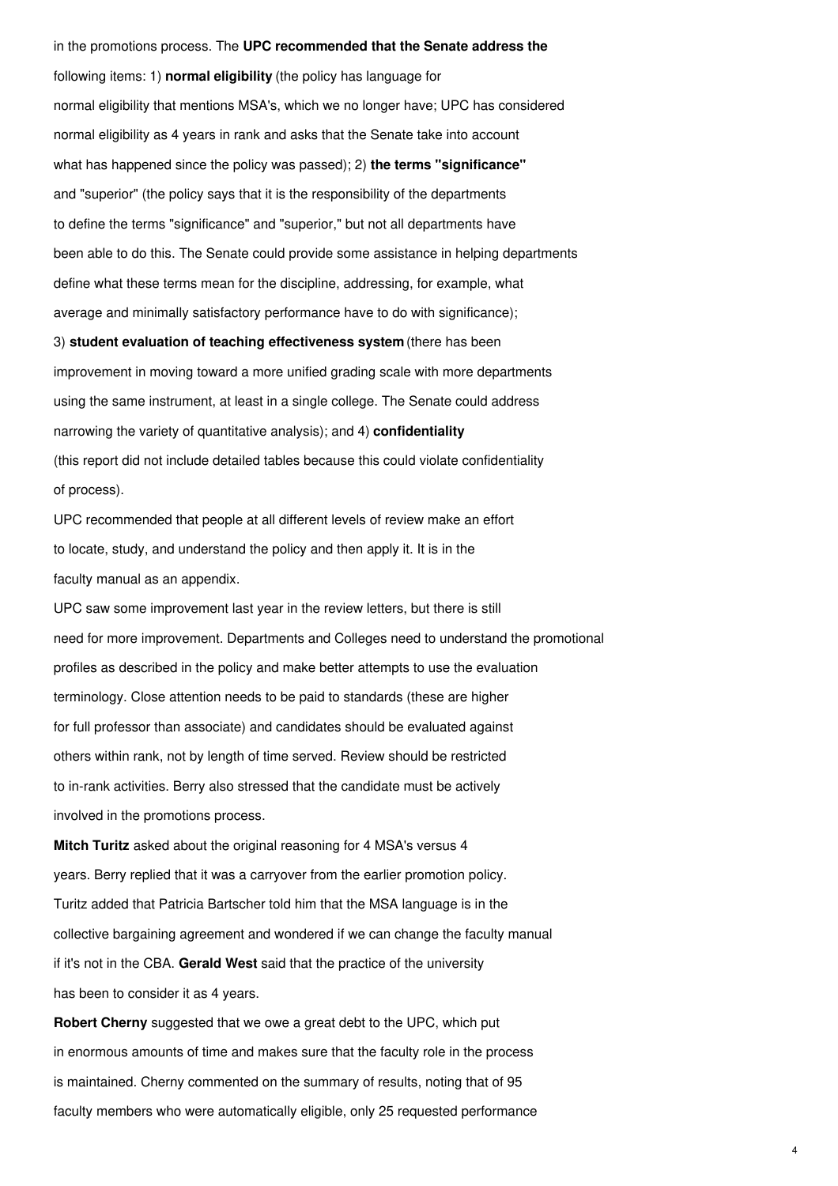in the promotions process. The **UPC recommended that the Senate address the** following items: 1) **normal eligibility** (the policy has language for normal eligibility that mentions MSA's, which we no longer have; UPC has considered normal eligibility as 4 years in rank and asks that the Senate take into account what has happened since the policy was passed); 2) **the terms "significance"** and "superior" (the policy says that it is the responsibility of the departments to define the terms "significance" and "superior," but not all departments have been able to do this. The Senate could provide some assistance in helping departments define what these terms mean for the discipline, addressing, for example, what average and minimally satisfactory performance have to do with significance); 3) **student evaluation of teaching effectiveness system** (there has been improvement in moving toward a more unified grading scale with more departments using the same instrument, at least in a single college. The Senate could address narrowing the variety of quantitative analysis); and 4) **confidentiality** (this report did not include detailed tables because this could violate confidentiality of process).

UPC recommended that people at all different levels of review make an effort to locate, study, and understand the policy and then apply it. It is in the faculty manual as an appendix.

UPC saw some improvement last year in the review letters, but there is still need for more improvement. Departments and Colleges need to understand the promotional profiles as described in the policy and make better attempts to use the evaluation terminology. Close attention needs to be paid to standards (these are higher for full professor than associate) and candidates should be evaluated against others within rank, not by length of time served. Review should be restricted to in-rank activities. Berry also stressed that the candidate must be actively involved in the promotions process.

**Mitch Turitz** asked about the original reasoning for 4 MSA's versus 4 years. Berry replied that it was a carryover from the earlier promotion policy. Turitz added that Patricia Bartscher told him that the MSA language is in the collective bargaining agreement and wondered if we can change the faculty manual if it's not in the CBA. **Gerald West** said that the practice of the university has been to consider it as 4 years.

**Robert Cherny** suggested that we owe a great debt to the UPC, which put in enormous amounts of time and makes sure that the faculty role in the process is maintained. Cherny commented on the summary of results, noting that of 95 faculty members who were automatically eligible, only 25 requested performance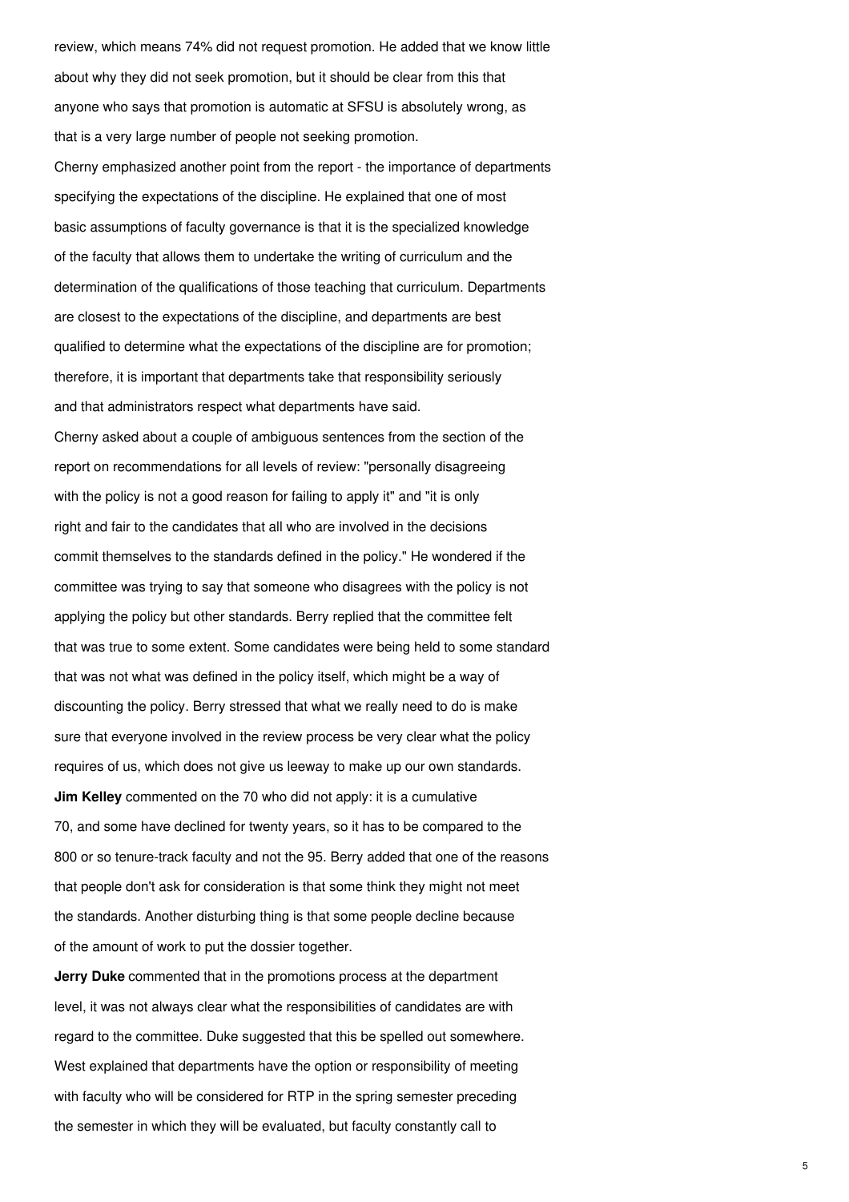review, which means 74% did not request promotion. He added that we know little about why they did not seek promotion, but it should be clear from this that anyone who says that promotion is automatic at SFSU is absolutely wrong, as that is a very large number of people not seeking promotion.

Cherny emphasized another point from the report - the importance of departments specifying the expectations of the discipline. He explained that one of most basic assumptions of faculty governance is that it is the specialized knowledge of the faculty that allows them to undertake the writing of curriculum and the determination of the qualifications of those teaching that curriculum. Departments are closest to the expectations of the discipline, and departments are best qualified to determine what the expectations of the discipline are for promotion; therefore, it is important that departments take that responsibility seriously and that administrators respect what departments have said.

Cherny asked about a couple of ambiguous sentences from the section of the report on recommendations for all levels of review: "personally disagreeing with the policy is not a good reason for failing to apply it" and "it is only right and fair to the candidates that all who are involved in the decisions commit themselves to the standards defined in the policy." He wondered if the committee was trying to say that someone who disagrees with the policy is not applying the policy but other standards. Berry replied that the committee felt that was true to some extent. Some candidates were being held to some standard that was not what was defined in the policy itself, which might be a way of discounting the policy. Berry stressed that what we really need to do is make sure that everyone involved in the review process be very clear what the policy requires of us, which does not give us leeway to make up our own standards.

**Jim Kelley** commented on the 70 who did not apply: it is a cumulative 70, and some have declined for twenty years, so it has to be compared to the 800 or so tenure-track faculty and not the 95. Berry added that one of the reasons that people don't ask for consideration is that some think they might not meet the standards. Another disturbing thing is that some people decline because of the amount of work to put the dossier together.

**Jerry Duke** commented that in the promotions process at the department level, it was not always clear what the responsibilities of candidates are with regard to the committee. Duke suggested that this be spelled out somewhere. West explained that departments have the option or responsibility of meeting with faculty who will be considered for RTP in the spring semester preceding the semester in which they will be evaluated, but faculty constantly call to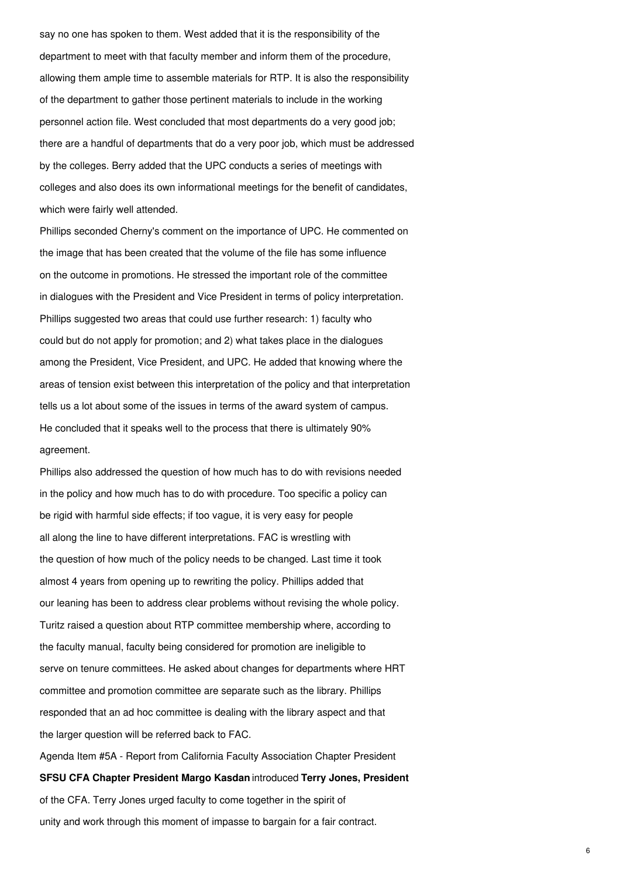say no one has spoken to them. West added that it is the responsibility of the department to meet with that faculty member and inform them of the procedure, allowing them ample time to assemble materials for RTP. It is also the responsibility of the department to gather those pertinent materials to include in the working personnel action file. West concluded that most departments do a very good job; there are a handful of departments that do a very poor job, which must be addressed by the colleges. Berry added that the UPC conducts a series of meetings with colleges and also does its own informational meetings for the benefit of candidates, which were fairly well attended.

Phillips seconded Cherny's comment on the importance of UPC. He commented on the image that has been created that the volume of the file has some influence on the outcome in promotions. He stressed the important role of the committee in dialogues with the President and Vice President in terms of policy interpretation. Phillips suggested two areas that could use further research: 1) faculty who could but do not apply for promotion; and 2) what takes place in the dialogues among the President, Vice President, and UPC. He added that knowing where the areas of tension exist between this interpretation of the policy and that interpretation tells us a lot about some of the issues in terms of the award system of campus. He concluded that it speaks well to the process that there is ultimately 90% agreement.

Phillips also addressed the question of how much has to do with revisions needed in the policy and how much has to do with procedure. Too specific a policy can be rigid with harmful side effects; if too vague, it is very easy for people all along the line to have different interpretations. FAC is wrestling with the question of how much of the policy needs to be changed. Last time it took almost 4 years from opening up to rewriting the policy. Phillips added that our leaning has been to address clear problems without revising the whole policy.

Turitz raised a question about RTP committee membership where, according to the faculty manual, faculty being considered for promotion are ineligible to serve on tenure committees. He asked about changes for departments where HRT committee and promotion committee are separate such as the library. Phillips responded that an ad hoc committee is dealing with the library aspect and that the larger question will be referred back to FAC.

Agenda Item #5A - Report from California Faculty Association Chapter President

**SFSU CFA Chapter President Margo Kasdan** introduced **Terry Jones, President** of the CFA. Terry Jones urged faculty to come together in the spirit of unity and work through this moment of impasse to bargain for a fair contract.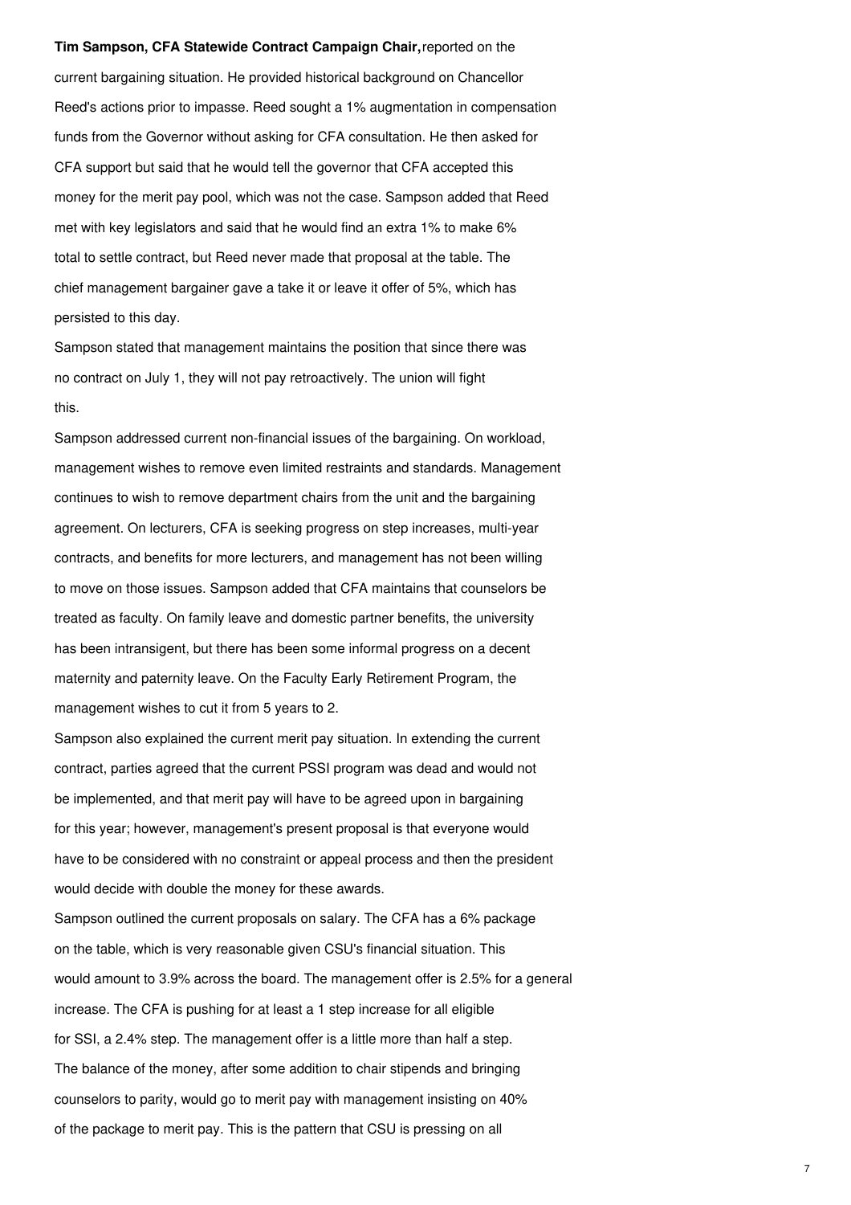**Tim Sampson, CFA Statewide Contract Campaign Chair,** reported on the current bargaining situation. He provided historical background on Chancellor Reed's actions prior to impasse. Reed sought a 1% augmentation in compensation funds from the Governor without asking for CFA consultation. He then asked for CFA support but said that he would tell the governor that CFA accepted this money for the merit pay pool, which was not the case. Sampson added that Reed met with key legislators and said that he would find an extra 1% to make 6% total to settle contract, but Reed never made that proposal at the table. The chief management bargainer gave a take it or leave it offer of 5%, which has persisted to this day.

Sampson stated that management maintains the position that since there was no contract on July 1, they will not pay retroactively. The union will fight this.

Sampson addressed current non-financial issues of the bargaining. On workload, management wishes to remove even limited restraints and standards. Management continues to wish to remove department chairs from the unit and the bargaining agreement. On lecturers, CFA is seeking progress on step increases, multi-year contracts, and benefits for more lecturers, and management has not been willing to move on those issues. Sampson added that CFA maintains that counselors be treated as faculty. On family leave and domestic partner benefits, the university has been intransigent, but there has been some informal progress on a decent maternity and paternity leave. On the Faculty Early Retirement Program, the management wishes to cut it from 5 years to 2.

Sampson also explained the current merit pay situation. In extending the current contract, parties agreed that the current PSSI program was dead and would not be implemented, and that merit pay will have to be agreed upon in bargaining for this year; however, management's present proposal is that everyone would have to be considered with no constraint or appeal process and then the president would decide with double the money for these awards.

Sampson outlined the current proposals on salary. The CFA has a 6% package on the table, which is very reasonable given CSU's financial situation. This would amount to 3.9% across the board. The management offer is 2.5% for a general increase. The CFA is pushing for at least a 1 step increase for all eligible for SSI, a 2.4% step. The management offer is a little more than half a step. The balance of the money, after some addition to chair stipends and bringing counselors to parity, would go to merit pay with management insisting on 40% of the package to merit pay. This is the pattern that CSU is pressing on all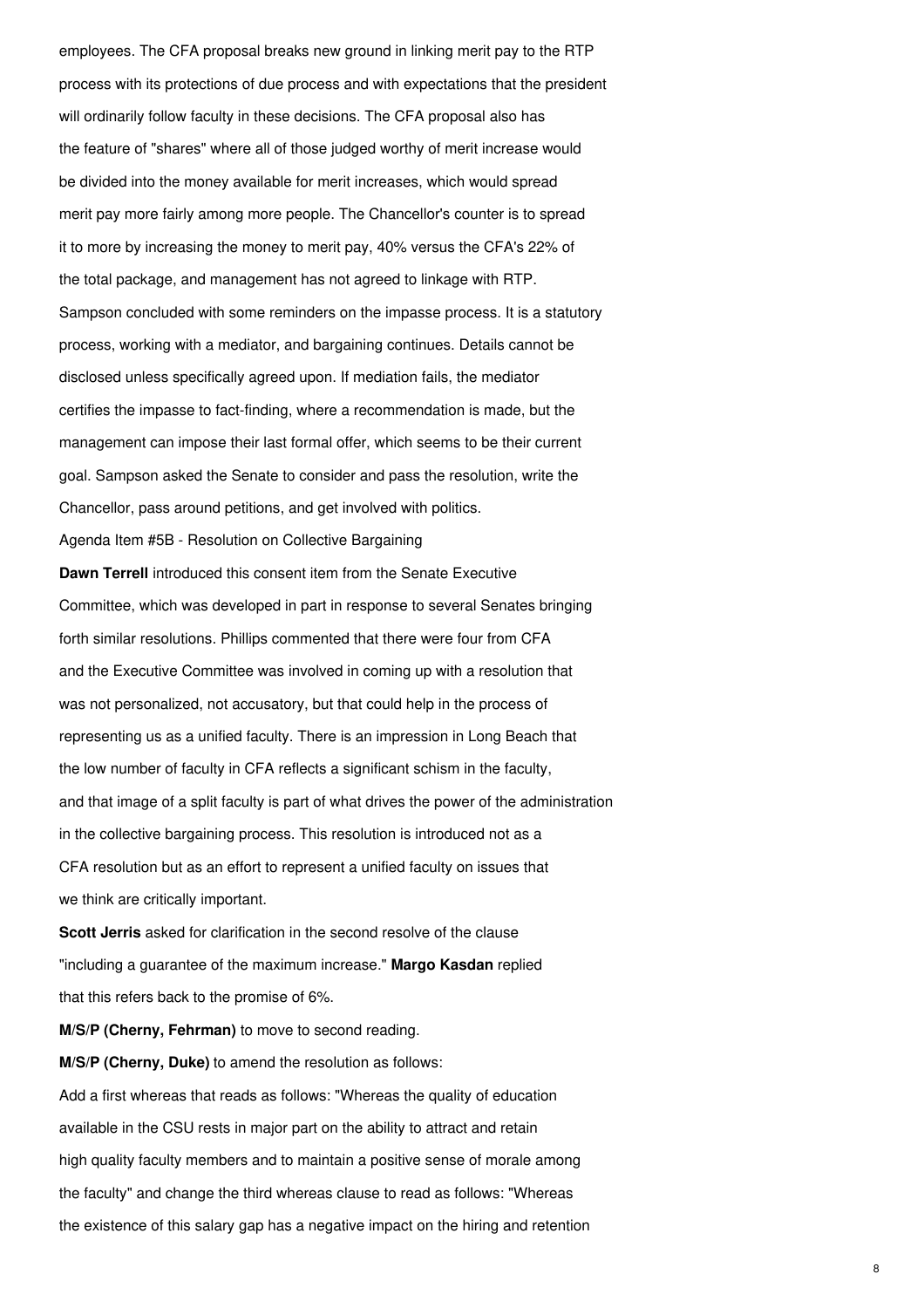employees. The CFA proposal breaks new ground in linking merit pay to the RTP process with its protections of due process and with expectations that the president will ordinarily follow faculty in these decisions. The CFA proposal also has the feature of "shares" where all of those judged worthy of merit increase would be divided into the money available for merit increases, which would spread merit pay more fairly among more people. The Chancellor's counter is to spread it to more by increasing the money to merit pay, 40% versus the CFA's 22% of the total package, and management has not agreed to linkage with RTP. Sampson concluded with some reminders on the impasse process. It is a statutory process, working with a mediator, and bargaining continues. Details cannot be disclosed unless specifically agreed upon. If mediation fails, the mediator certifies the impasse to fact-finding, where a recommendation is made, but the management can impose their last formal offer, which seems to be their current goal. Sampson asked the Senate to consider and pass the resolution, write the Chancellor, pass around petitions, and get involved with politics.

Agenda Item #5B - Resolution on Collective Bargaining

**Dawn Terrell** introduced this consent item from the Senate Executive Committee, which was developed in part in response to several Senates bringing forth similar resolutions. Phillips commented that there were four from CFA and the Executive Committee was involved in coming up with a resolution that was not personalized, not accusatory, but that could help in the process of representing us as a unified faculty. There is an impression in Long Beach that the low number of faculty in CFA reflects a significant schism in the faculty, and that image of a split faculty is part of what drives the power of the administration in the collective bargaining process. This resolution is introduced not as a CFA resolution but as an effort to represent a unified faculty on issues that we think are critically important.

**Scott Jerris** asked for clarification in the second resolve of the clause "including a guarantee of the maximum increase." **Margo Kasdan** replied that this refers back to the promise of 6%.

**M/S/P (Cherny, Fehrman)** to move to second reading.

**M/S/P (Cherny, Duke)** to amend the resolution as follows:

Add a first whereas that reads as follows: "Whereas the quality of education available in the CSU rests in major part on the ability to attract and retain high quality faculty members and to maintain a positive sense of morale among the faculty" and change the third whereas clause to read as follows: "Whereas the existence of this salary gap has a negative impact on the hiring and retention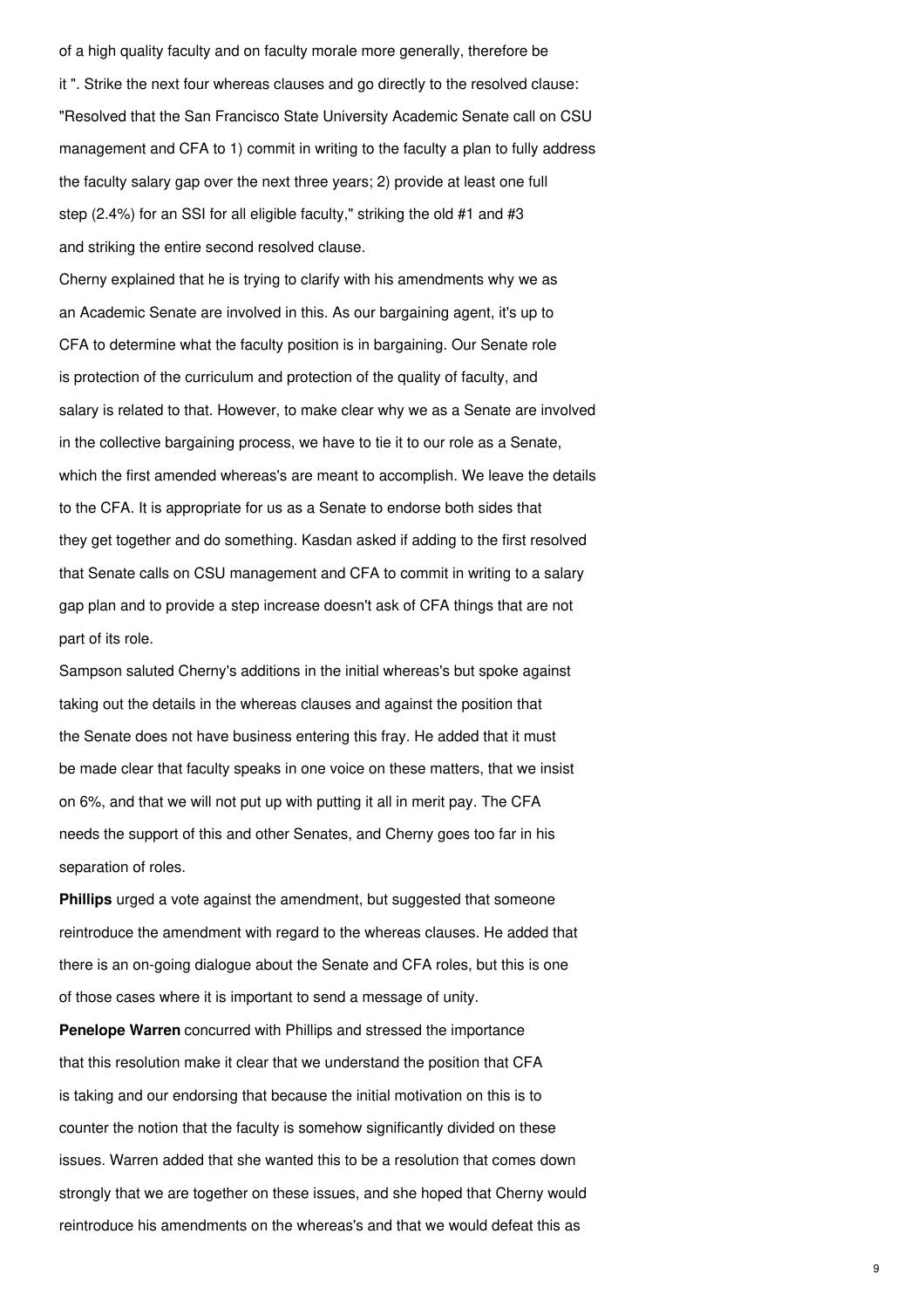of a high quality faculty and on faculty morale more generally, therefore be it ". Strike the next four whereas clauses and go directly to the resolved clause: "Resolved that the San Francisco State University Academic Senate call on CSU management and CFA to 1) commit in writing to the faculty a plan to fully address the faculty salary gap over the next three years; 2) provide at least one full step (2.4%) for an SSI for all eligible faculty," striking the old #1 and #3 and striking the entire second resolved clause.

Cherny explained that he is trying to clarify with his amendments why we as an Academic Senate are involved in this. As our bargaining agent, it's up to CFA to determine what the faculty position is in bargaining. Our Senate role is protection of the curriculum and protection of the quality of faculty, and salary is related to that. However, to make clear why we as a Senate are involved in the collective bargaining process, we have to tie it to our role as a Senate, which the first amended whereas's are meant to accomplish. We leave the details to the CFA. It is appropriate for us as a Senate to endorse both sides that they get together and do something. Kasdan asked if adding to the first resolved that Senate calls on CSU management and CFA to commit in writing to a salary gap plan and to provide a step increase doesn't ask of CFA things that are not part of its role.

Sampson saluted Cherny's additions in the initial whereas's but spoke against taking out the details in the whereas clauses and against the position that the Senate does not have business entering this fray. He added that it must be made clear that faculty speaks in one voice on these matters, that we insist on 6%, and that we will not put up with putting it all in merit pay. The CFA needs the support of this and other Senates, and Cherny goes too far in his separation of roles.

**Phillips** urged a vote against the amendment, but suggested that someone reintroduce the amendment with regard to the whereas clauses. He added that there is an on-going dialogue about the Senate and CFA roles, but this is one of those cases where it is important to send a message of unity.

**Penelope Warren** concurred with Phillips and stressed the importance that this resolution make it clear that we understand the position that CFA is taking and our endorsing that because the initial motivation on this is to counter the notion that the faculty is somehow significantly divided on these issues. Warren added that she wanted this to be a resolution that comes down strongly that we are together on these issues, and she hoped that Cherny would reintroduce his amendments on the whereas's and that we would defeat this as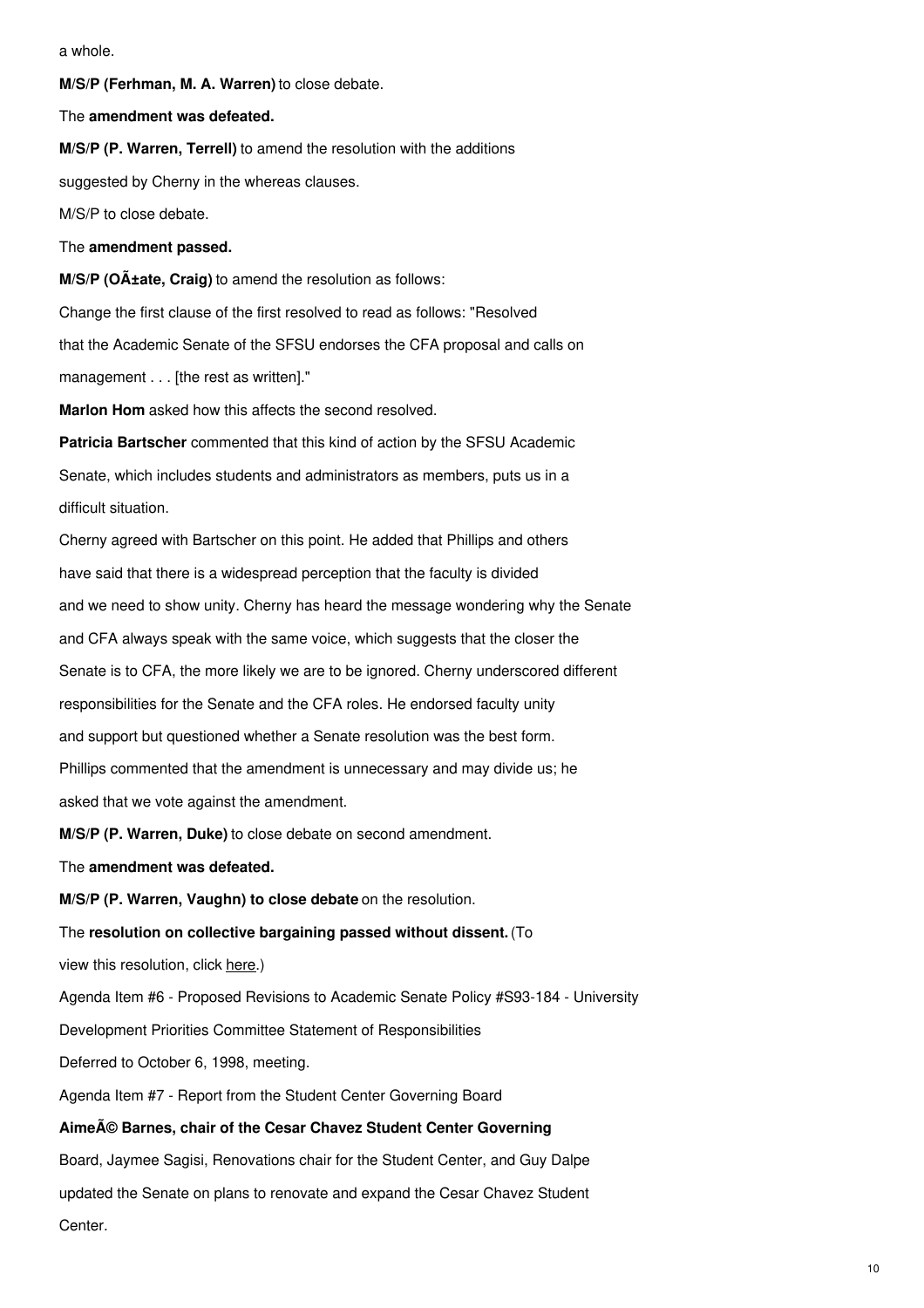a whole.

**M/S/P (Ferhman, M. A. Warren)** to close debate.

The **amendment was defeated.**

**M/S/P (P. Warren, Terrell)** to amend the resolution with the additions suggested by Cherny in the whereas clauses.

M/S/P to close debate.

The **amendment passed.**

**M/S/P (OÃ±ate, Craig)** to amend the resolution as follows:

Change the first clause of the first resolved to read as follows: "Resolved that the Academic Senate of the SFSU endorses the CFA proposal and calls on management . . . [the rest as written]."

**Marlon Hom** asked how this affects the second resolved.

**Patricia Bartscher** commented that this kind of action by the SFSU Academic Senate, which includes students and administrators as members, puts us in a difficult situation.

Cherny agreed with Bartscher on this point. He added that Phillips and others have said that there is a widespread perception that the faculty is divided and we need to show unity. Cherny has heard the message wondering why the Senate and CFA always speak with the same voice, which suggests that the closer the Senate is to CFA, the more likely we are to be ignored. Cherny underscored different responsibilities for the Senate and the CFA roles. He endorsed faculty unity and support but questioned whether a Senate resolution was the best form.

Phillips commented that the amendment is unnecessary and may divide us; he asked that we vote against the amendment.

**M/S/P (P. Warren, Duke)** to close debate on second amendment.

The **amendment was defeated.**

**M/S/P (P. Warren, Vaughn) to close debate** on the resolution.

The **resolution on collective bargaining passed without dissent.** (To view this resolution, click here.)

Agenda Item #6 - Proposed Revisions to Academic Senate Policy #S93-184 - University Development Priorities Committee Statement of Responsibilities

Deferred to October 6, 1998, meeting.

Agenda Item #7 - Report from the Student Center Governing Board

**AimeÃ© Barnes, chair of the Cesar Chavez Student Center Governing** Board, Jaymee Sagisi, Renovations chair for the Student Center, and Guy Dalpe updated the Senate on plans to renovate and expand the Cesar Chavez Student Center.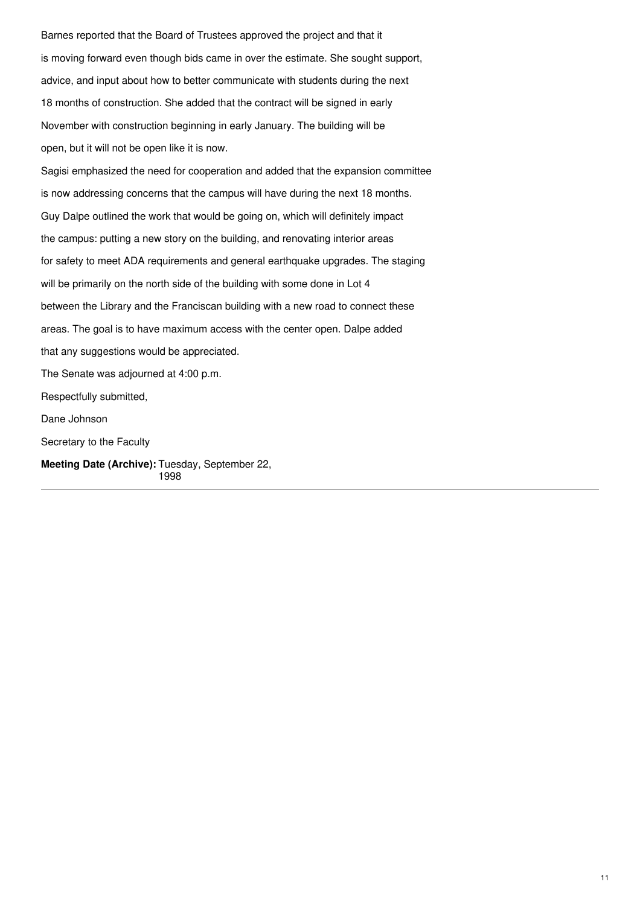Barnes reported that the Board of Trustees approved the project and that it is moving forward even though bids came in over the estimate. She sought support, advice, and input about how to better communicate with students during the next 18 months of construction. She added that the contract will be signed in early November with construction beginning in early January. The building will be open, but it will not be open like it is now.

Sagisi emphasized the need for cooperation and added that the expansion committee is now addressing concerns that the campus will have during the next 18 months. Guy Dalpe outlined the work that would be going on, which will definitely impact the campus: putting a new story on the building, and renovating interior areas for safety to meet ADA requirements and general earthquake upgrades. The staging will be primarily on the north side of the building with some done in Lot 4 between the Library and the Franciscan building with a new road to connect these areas. The goal is to have maximum access with the center open. Dalpe added that any suggestions would be appreciated.

The Senate was adjourned at 4:00 p.m.

Respectfully submitted,

Dane Johnson

Secretary to the Faculty

**Meeting Date (Archive):** Tuesday, September 22, 1998